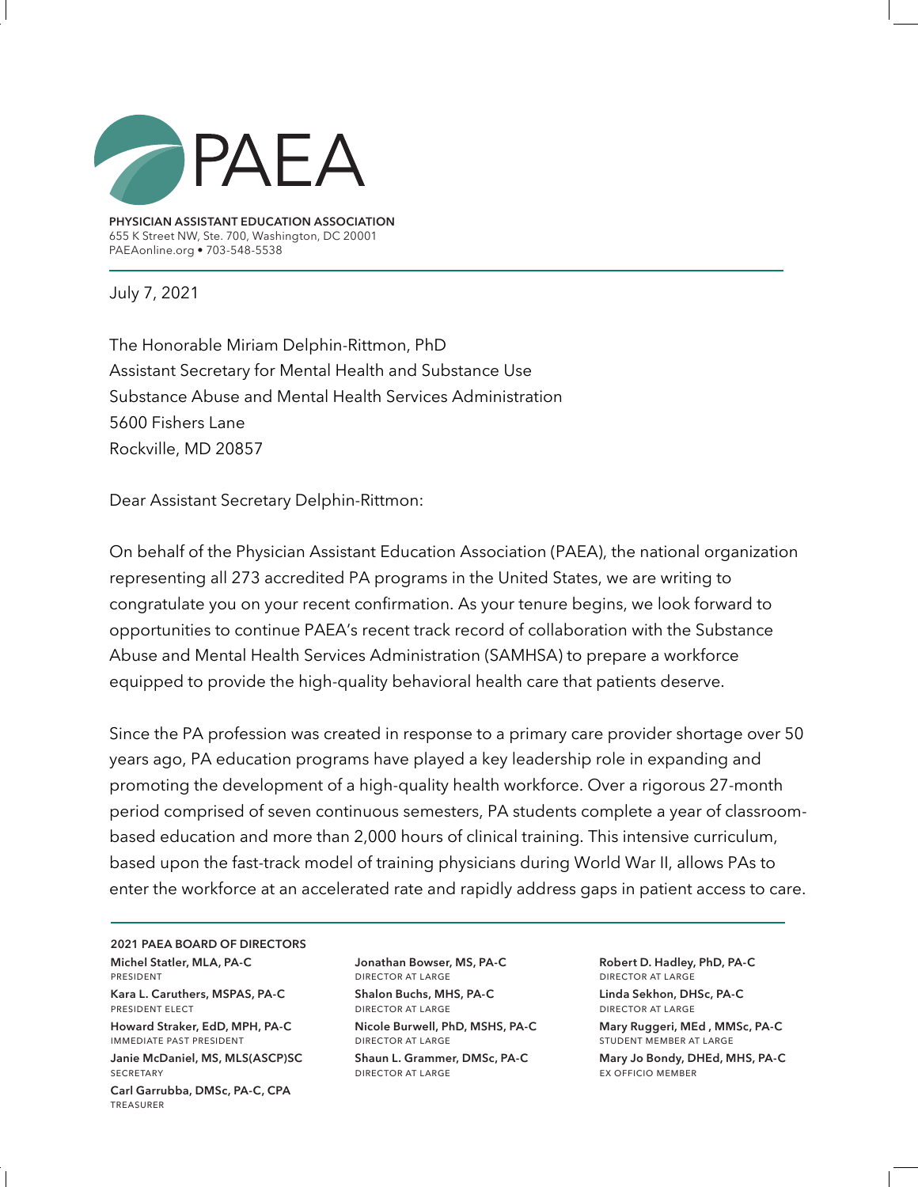# PAEA

**PHYSICIAN ASSISTANT EDUCATION ASSOCIATION**
655 K Street NW, Ste. 700, Washington, DC 20001
PAEAonline.org • 703-548-5538

July 7, 2021

The Honorable Miriam Delphin-Rittmon, PhD
Assistant Secretary for Mental Health and Substance Use
Substance Abuse and Mental Health Services Administration
5600 Fishers Lane
Rockville, MD 20857

Dear Assistant Secretary Delphin-Rittmon:

On behalf of the Physician Assistant Education Association (PAEA), the national organization representing all 273 accredited PA programs in the United States, we are writing to congratulate you on your recent confirmation. As your tenure begins, we look forward to opportunities to continue PAEA's recent track record of collaboration with the Substance Abuse and Mental Health Services Administration (SAMHSA) to prepare a workforce equipped to provide the high-quality behavioral health care that patients deserve.

Since the PA profession was created in response to a primary care provider shortage over 50 years ago, PA education programs have played a key leadership role in expanding and promoting the development of a high-quality health workforce. Over a rigorous 27-month period comprised of seven continuous semesters, PA students complete a year of classroom-based education and more than 2,000 hours of clinical training. This intensive curriculum, based upon the fast-track model of training physicians during World War II, allows PAs to enter the workforce at an accelerated rate and rapidly address gaps in patient access to care.

**2021 PAEA BOARD OF DIRECTORS**

**Michel Statler, MLA, PA-C**
PRESIDENT

**Kara L. Caruthers, MSPAS, PA-C**
PRESIDENT ELECT

**Howard Straker, EdD, MPH, PA-C**
IMMEDIATE PAST PRESIDENT

**Janie McDaniel, MS, MLS(ASCP)SC**
SECRETARY

**Carl Garrubba, DMSc, PA-C, CPA**
TREASURER

**Jonathan Bowser, MS, PA-C**
DIRECTOR AT LARGE

**Shalon Buchs, MHS, PA-C**
DIRECTOR AT LARGE

**Nicole Burwell, PhD, MSHS, PA-C**
DIRECTOR AT LARGE

**Shaun L. Grammer, DMSc, PA-C**
DIRECTOR AT LARGE

**Robert D. Hadley, PhD, PA-C**
DIRECTOR AT LARGE

**Linda Sekhon, DHSc, PA-C**
DIRECTOR AT LARGE

**Mary Ruggeri, MEd , MMSc, PA-C**
STUDENT MEMBER AT LARGE

**Mary Jo Bondy, DHEd, MHS, PA-C**
EX OFFICIO MEMBER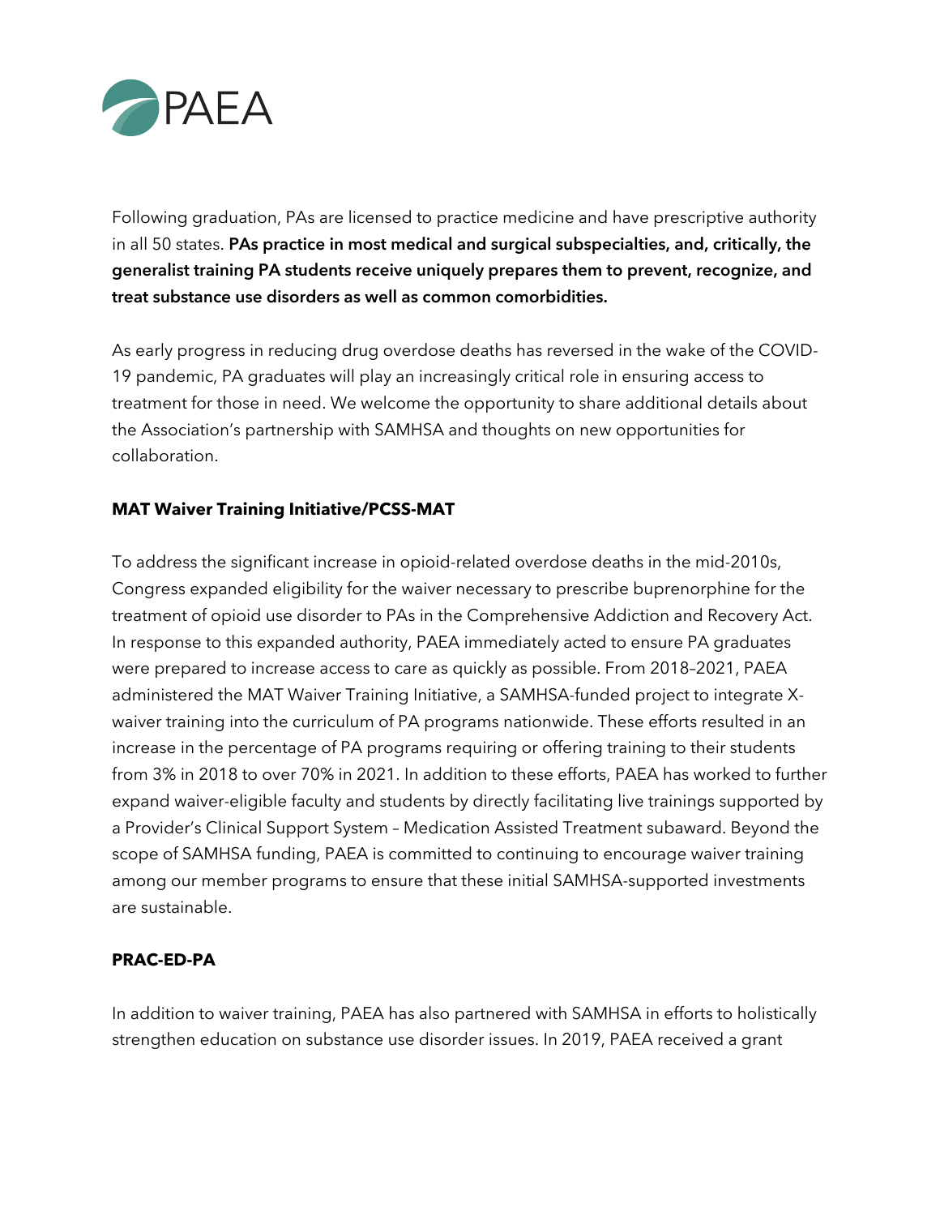Following graduation, PAs are licensed to practice medicine and have prescriptive authority in all 50 states. **PAs practice in most medical and surgical subspecialties, and, critically, the generalist training PA students receive uniquely prepares them to prevent, recognize, and treat substance use disorders as well as common comorbidities.**

As early progress in reducing drug overdose deaths has reversed in the wake of the COVID-19 pandemic, PA graduates will play an increasingly critical role in ensuring access to treatment for those in need. We welcome the opportunity to share additional details about the Association's partnership with SAMHSA and thoughts on new opportunities for collaboration.

**MAT Waiver Training Initiative/PCSS-MAT**

To address the significant increase in opioid-related overdose deaths in the mid-2010s, Congress expanded eligibility for the waiver necessary to prescribe buprenorphine for the treatment of opioid use disorder to PAs in the Comprehensive Addiction and Recovery Act. In response to this expanded authority, PAEA immediately acted to ensure PA graduates were prepared to increase access to care as quickly as possible. From 2018–2021, PAEA administered the MAT Waiver Training Initiative, a SAMHSA-funded project to integrate X-waiver training into the curriculum of PA programs nationwide. These efforts resulted in an increase in the percentage of PA programs requiring or offering training to their students from 3% in 2018 to over 70% in 2021. In addition to these efforts, PAEA has worked to further expand waiver-eligible faculty and students by directly facilitating live trainings supported by a Provider's Clinical Support System – Medication Assisted Treatment subaward. Beyond the scope of SAMHSA funding, PAEA is committed to continuing to encourage waiver training among our member programs to ensure that these initial SAMHSA-supported investments are sustainable.

**PRAC-ED-PA**

In addition to waiver training, PAEA has also partnered with SAMHSA in efforts to holistically strengthen education on substance use disorder issues. In 2019, PAEA received a grant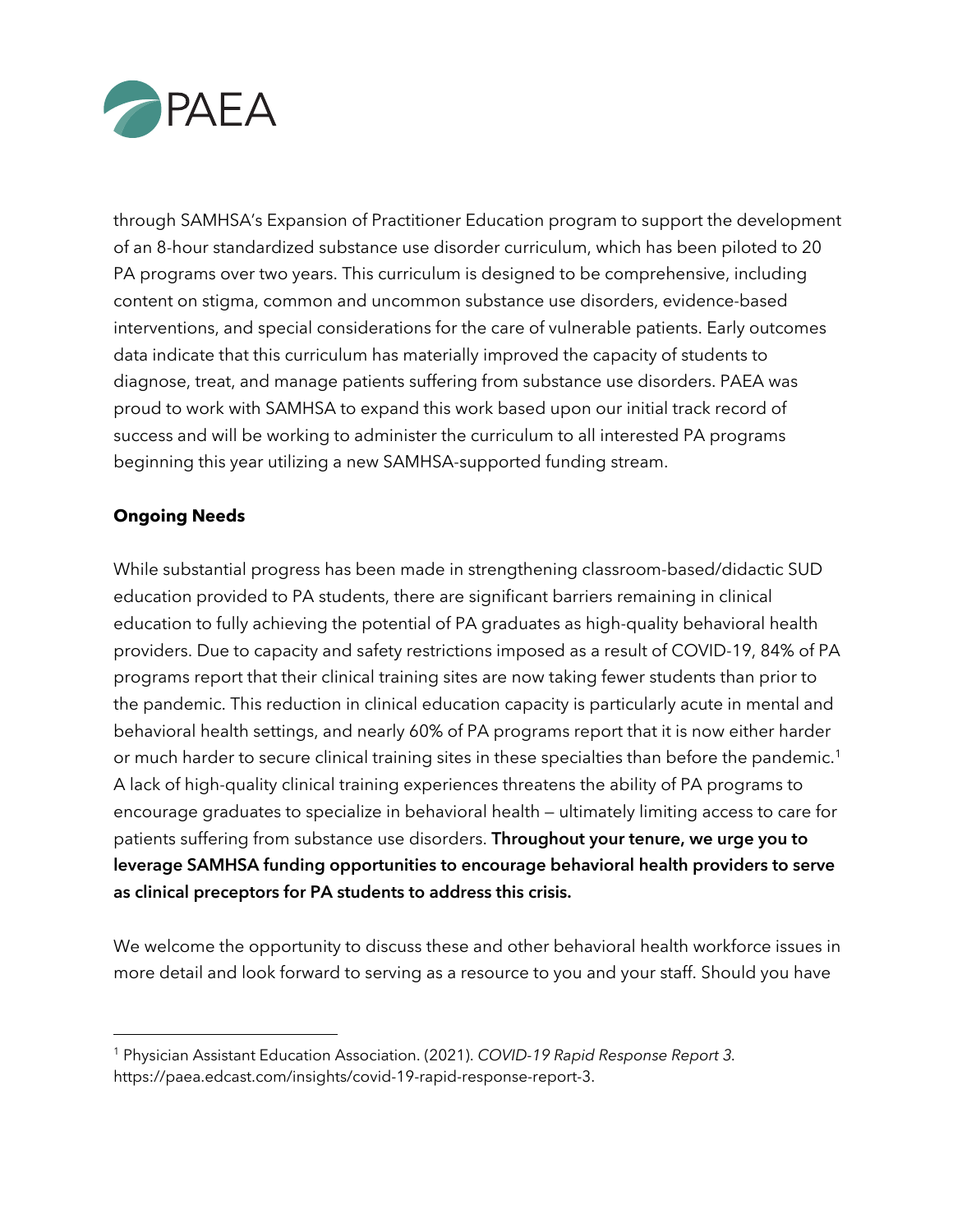through SAMHSA's Expansion of Practitioner Education program to support the development of an 8-hour standardized substance use disorder curriculum, which has been piloted to 20 PA programs over two years. This curriculum is designed to be comprehensive, including content on stigma, common and uncommon substance use disorders, evidence-based interventions, and special considerations for the care of vulnerable patients. Early outcomes data indicate that this curriculum has materially improved the capacity of students to diagnose, treat, and manage patients suffering from substance use disorders. PAEA was proud to work with SAMHSA to expand this work based upon our initial track record of success and will be working to administer the curriculum to all interested PA programs beginning this year utilizing a new SAMHSA-supported funding stream.

**Ongoing Needs**

While substantial progress has been made in strengthening classroom-based/didactic SUD education provided to PA students, there are significant barriers remaining in clinical education to fully achieving the potential of PA graduates as high-quality behavioral health providers. Due to capacity and safety restrictions imposed as a result of COVID-19, 84% of PA programs report that their clinical training sites are now taking fewer students than prior to the pandemic. This reduction in clinical education capacity is particularly acute in mental and behavioral health settings, and nearly 60% of PA programs report that it is now either harder or much harder to secure clinical training sites in these specialties than before the pandemic.[1] A lack of high-quality clinical training experiences threatens the ability of PA programs to encourage graduates to specialize in behavioral health — ultimately limiting access to care for patients suffering from substance use disorders. **Throughout your tenure, we urge you to leverage SAMHSA funding opportunities to encourage behavioral health providers to serve as clinical preceptors for PA students to address this crisis.**

We welcome the opportunity to discuss these and other behavioral health workforce issues in more detail and look forward to serving as a resource to you and your staff. Should you have

[1] Physician Assistant Education Association. (2021). *COVID-19 Rapid Response Report 3*. https://paea.edcast.com/insights/covid-19-rapid-response-report-3.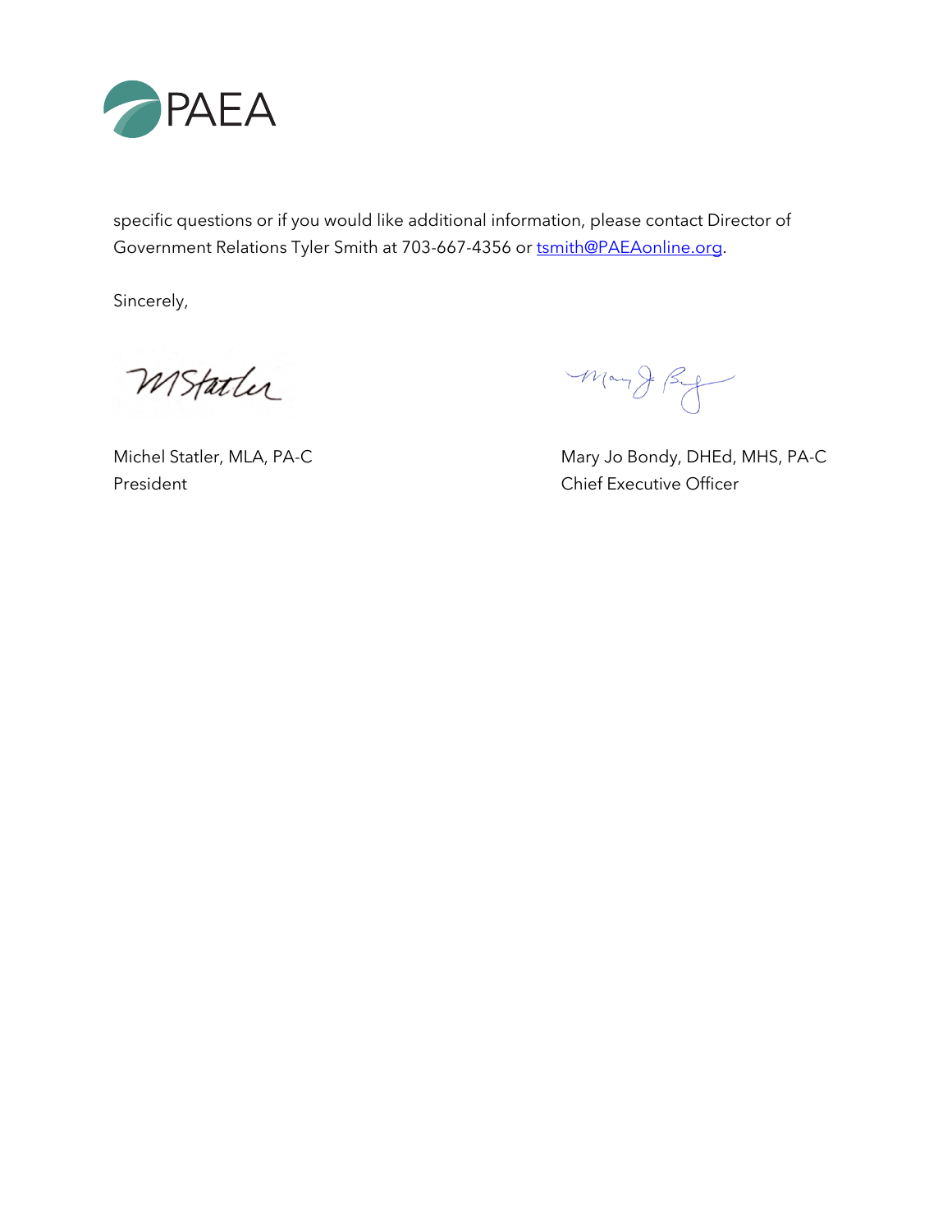specific questions or if you would like additional information, please contact Director of Government Relations Tyler Smith at 703-667-4356 or tsmith@PAEAonline.org.

Sincerely,

Michel Statler, MLA, PA-C
President

Mary Jo Bondy, DHEd, MHS, PA-C
Chief Executive Officer